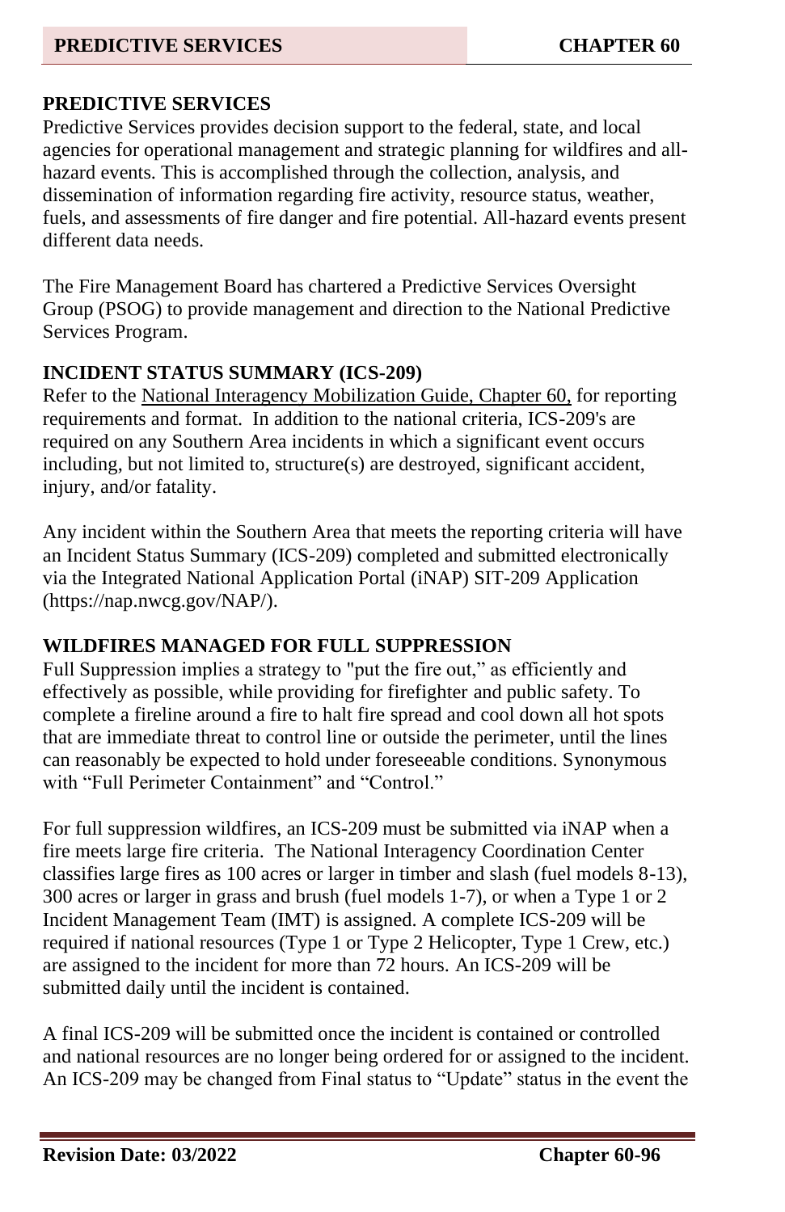## PREDICTIVE SERVICES

Predictive Services provides decision support to the federal, state, and local agencies for operational management and strategic planning for wildfires and all-hazard events. This is accomplished through the collection, analysis, and dissemination of information regarding fire activity, resource status, weather, fuels, and assessments of fire danger and fire potential. All-hazard events present different data needs.

The Fire Management Board has chartered a Predictive Services Oversight Group (PSOG) to provide management and direction to the National Predictive Services Program.

## INCIDENT STATUS SUMMARY (ICS-209)

Refer to the National Interagency Mobilization Guide, Chapter 60, for reporting requirements and format. In addition to the national criteria, ICS-209's are required on any Southern Area incidents in which a significant event occurs including, but not limited to, structure(s) are destroyed, significant accident, injury, and/or fatality.

Any incident within the Southern Area that meets the reporting criteria will have an Incident Status Summary (ICS-209) completed and submitted electronically via the Integrated National Application Portal (iNAP) SIT-209 Application (https://nap.nwcg.gov/NAP/).

## WILDFIRES MANAGED FOR FULL SUPPRESSION

Full Suppression implies a strategy to "put the fire out," as efficiently and effectively as possible, while providing for firefighter and public safety. To complete a fireline around a fire to halt fire spread and cool down all hot spots that are immediate threat to control line or outside the perimeter, until the lines can reasonably be expected to hold under foreseeable conditions. Synonymous with "Full Perimeter Containment" and "Control."

For full suppression wildfires, an ICS-209 must be submitted via iNAP when a fire meets large fire criteria. The National Interagency Coordination Center classifies large fires as 100 acres or larger in timber and slash (fuel models 8-13), 300 acres or larger in grass and brush (fuel models 1-7), or when a Type 1 or 2 Incident Management Team (IMT) is assigned. A complete ICS-209 will be required if national resources (Type 1 or Type 2 Helicopter, Type 1 Crew, etc.) are assigned to the incident for more than 72 hours. An ICS-209 will be submitted daily until the incident is contained.

A final ICS-209 will be submitted once the incident is contained or controlled and national resources are no longer being ordered for or assigned to the incident. An ICS-209 may be changed from Final status to "Update" status in the event the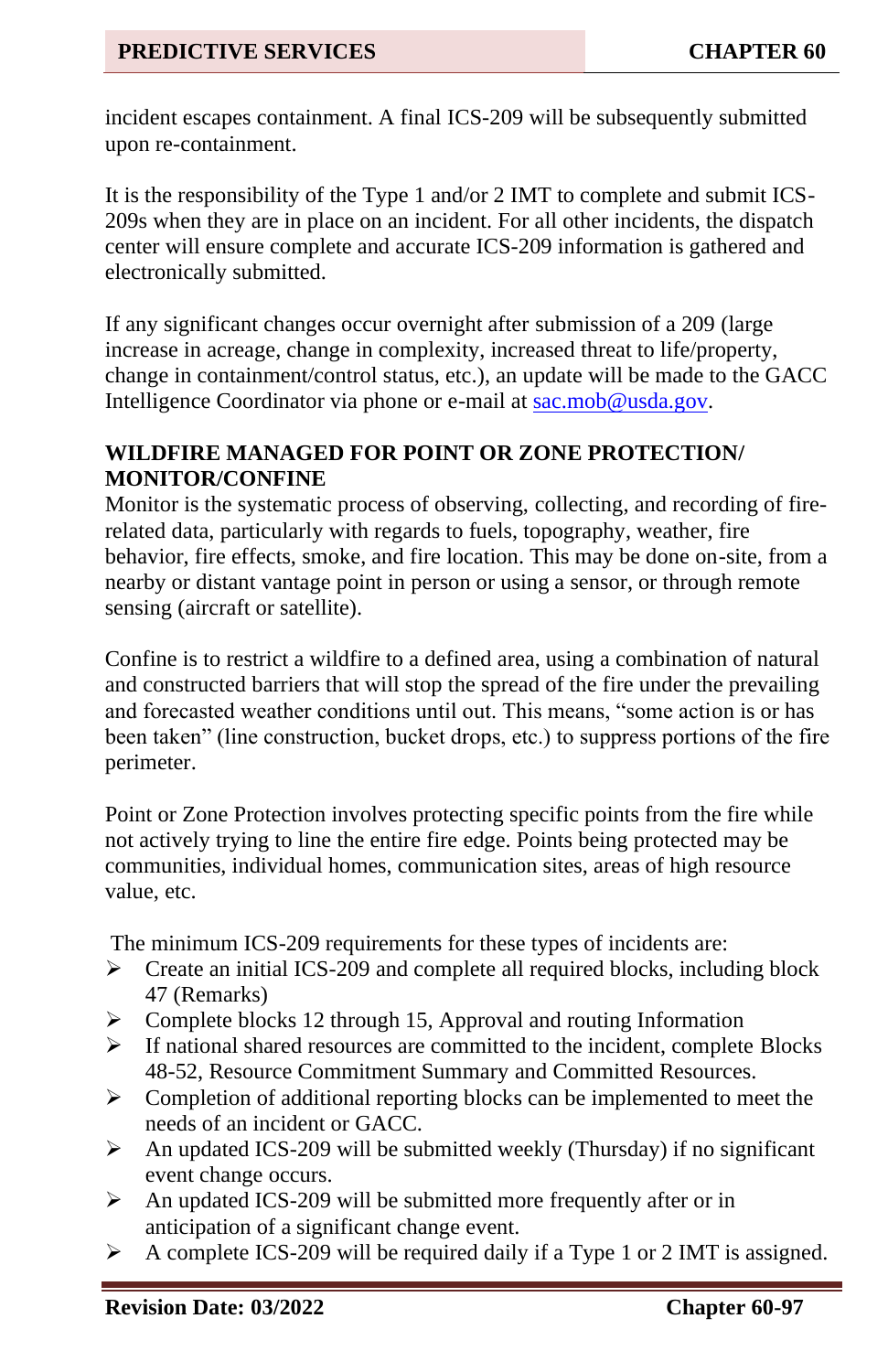incident escapes containment. A final ICS-209 will be subsequently submitted upon re-containment.

It is the responsibility of the Type 1 and/or 2 IMT to complete and submit ICS-209s when they are in place on an incident. For all other incidents, the dispatch center will ensure complete and accurate ICS-209 information is gathered and electronically submitted.

If any significant changes occur overnight after submission of a 209 (large increase in acreage, change in complexity, increased threat to life/property, change in containment/control status, etc.), an update will be made to the GACC Intelligence Coordinator via phone or e-mail at sac.mob@usda.gov.

## WILDFIRE MANAGED FOR POINT OR ZONE PROTECTION/ MONITOR/CONFINE

Monitor is the systematic process of observing, collecting, and recording of fire-related data, particularly with regards to fuels, topography, weather, fire behavior, fire effects, smoke, and fire location. This may be done on-site, from a nearby or distant vantage point in person or using a sensor, or through remote sensing (aircraft or satellite).

Confine is to restrict a wildfire to a defined area, using a combination of natural and constructed barriers that will stop the spread of the fire under the prevailing and forecasted weather conditions until out. This means, "some action is or has been taken" (line construction, bucket drops, etc.) to suppress portions of the fire perimeter.

Point or Zone Protection involves protecting specific points from the fire while not actively trying to line the entire fire edge. Points being protected may be communities, individual homes, communication sites, areas of high resource value, etc.

The minimum ICS-209 requirements for these types of incidents are:

- Create an initial ICS-209 and complete all required blocks, including block 47 (Remarks)
- Complete blocks 12 through 15, Approval and routing Information
- If national shared resources are committed to the incident, complete Blocks 48-52, Resource Commitment Summary and Committed Resources.
- Completion of additional reporting blocks can be implemented to meet the needs of an incident or GACC.
- An updated ICS-209 will be submitted weekly (Thursday) if no significant event change occurs.
- An updated ICS-209 will be submitted more frequently after or in anticipation of a significant change event.
- A complete ICS-209 will be required daily if a Type 1 or 2 IMT is assigned.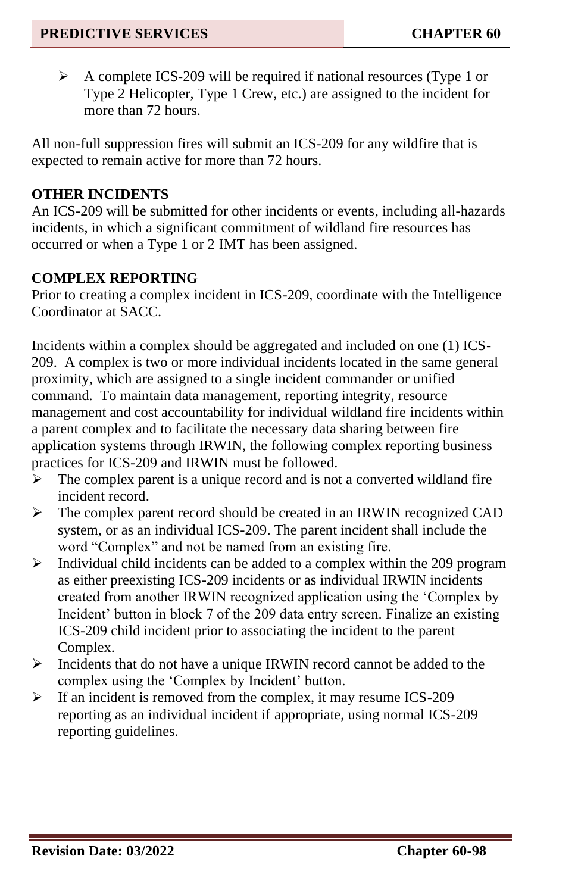- A complete ICS-209 will be required if national resources (Type 1 or Type 2 Helicopter, Type 1 Crew, etc.) are assigned to the incident for more than 72 hours.

All non-full suppression fires will submit an ICS-209 for any wildfire that is expected to remain active for more than 72 hours.

**OTHER INCIDENTS**

An ICS-209 will be submitted for other incidents or events, including all-hazards incidents, in which a significant commitment of wildland fire resources has occurred or when a Type 1 or 2 IMT has been assigned.

**COMPLEX REPORTING**

Prior to creating a complex incident in ICS-209, coordinate with the Intelligence Coordinator at SACC.

Incidents within a complex should be aggregated and included on one (1) ICS-209. A complex is two or more individual incidents located in the same general proximity, which are assigned to a single incident commander or unified command. To maintain data management, reporting integrity, resource management and cost accountability for individual wildland fire incidents within a parent complex and to facilitate the necessary data sharing between fire application systems through IRWIN, the following complex reporting business practices for ICS-209 and IRWIN must be followed.

- The complex parent is a unique record and is not a converted wildland fire incident record.
- The complex parent record should be created in an IRWIN recognized CAD system, or as an individual ICS-209. The parent incident shall include the word "Complex" and not be named from an existing fire.
- Individual child incidents can be added to a complex within the 209 program as either preexisting ICS-209 incidents or as individual IRWIN incidents created from another IRWIN recognized application using the 'Complex by Incident' button in block 7 of the 209 data entry screen. Finalize an existing ICS-209 child incident prior to associating the incident to the parent Complex.
- Incidents that do not have a unique IRWIN record cannot be added to the complex using the 'Complex by Incident' button.
- If an incident is removed from the complex, it may resume ICS-209 reporting as an individual incident if appropriate, using normal ICS-209 reporting guidelines.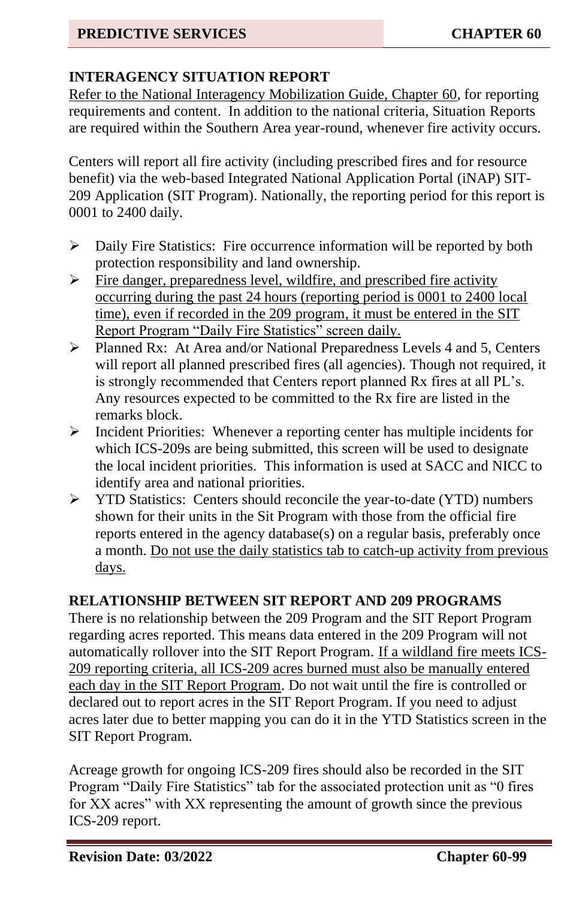## INTERAGENCY SITUATION REPORT

Refer to the National Interagency Mobilization Guide, Chapter 60, for reporting requirements and content. In addition to the national criteria, Situation Reports are required within the Southern Area year-round, whenever fire activity occurs.

Centers will report all fire activity (including prescribed fires and for resource benefit) via the web-based Integrated National Application Portal (iNAP) SIT-209 Application (SIT Program). Nationally, the reporting period for this report is 0001 to 2400 daily.

- Daily Fire Statistics: Fire occurrence information will be reported by both protection responsibility and land ownership.
- Fire danger, preparedness level, wildfire, and prescribed fire activity occurring during the past 24 hours (reporting period is 0001 to 2400 local time), even if recorded in the 209 program, it must be entered in the SIT Report Program "Daily Fire Statistics" screen daily.
- Planned Rx: At Area and/or National Preparedness Levels 4 and 5, Centers will report all planned prescribed fires (all agencies). Though not required, it is strongly recommended that Centers report planned Rx fires at all PL's. Any resources expected to be committed to the Rx fire are listed in the remarks block.
- Incident Priorities: Whenever a reporting center has multiple incidents for which ICS-209s are being submitted, this screen will be used to designate the local incident priorities. This information is used at SACC and NICC to identify area and national priorities.
- YTD Statistics: Centers should reconcile the year-to-date (YTD) numbers shown for their units in the Sit Program with those from the official fire reports entered in the agency database(s) on a regular basis, preferably once a month. Do not use the daily statistics tab to catch-up activity from previous days.

## RELATIONSHIP BETWEEN SIT REPORT AND 209 PROGRAMS

There is no relationship between the 209 Program and the SIT Report Program regarding acres reported. This means data entered in the 209 Program will not automatically rollover into the SIT Report Program. If a wildland fire meets ICS-209 reporting criteria, all ICS-209 acres burned must also be manually entered each day in the SIT Report Program. Do not wait until the fire is controlled or declared out to report acres in the SIT Report Program. If you need to adjust acres later due to better mapping you can do it in the YTD Statistics screen in the SIT Report Program.

Acreage growth for ongoing ICS-209 fires should also be recorded in the SIT Program "Daily Fire Statistics" tab for the associated protection unit as "0 fires for XX acres" with XX representing the amount of growth since the previous ICS-209 report.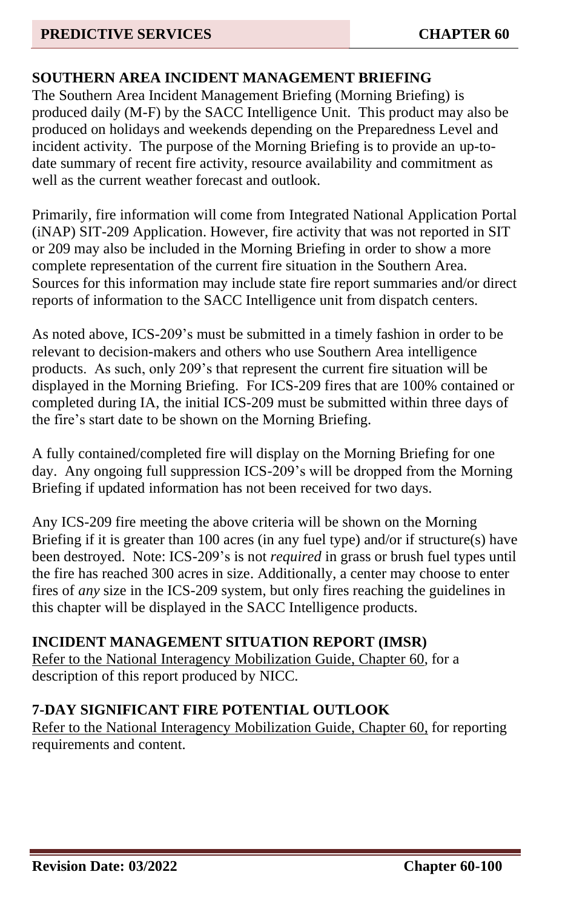## SOUTHERN AREA INCIDENT MANAGEMENT BRIEFING

The Southern Area Incident Management Briefing (Morning Briefing) is produced daily (M-F) by the SACC Intelligence Unit. This product may also be produced on holidays and weekends depending on the Preparedness Level and incident activity. The purpose of the Morning Briefing is to provide an up-to-date summary of recent fire activity, resource availability and commitment as well as the current weather forecast and outlook.

Primarily, fire information will come from Integrated National Application Portal (iNAP) SIT-209 Application. However, fire activity that was not reported in SIT or 209 may also be included in the Morning Briefing in order to show a more complete representation of the current fire situation in the Southern Area. Sources for this information may include state fire report summaries and/or direct reports of information to the SACC Intelligence unit from dispatch centers.

As noted above, ICS-209's must be submitted in a timely fashion in order to be relevant to decision-makers and others who use Southern Area intelligence products. As such, only 209's that represent the current fire situation will be displayed in the Morning Briefing. For ICS-209 fires that are 100% contained or completed during IA, the initial ICS-209 must be submitted within three days of the fire's start date to be shown on the Morning Briefing.

A fully contained/completed fire will display on the Morning Briefing for one day. Any ongoing full suppression ICS-209's will be dropped from the Morning Briefing if updated information has not been received for two days.

Any ICS-209 fire meeting the above criteria will be shown on the Morning Briefing if it is greater than 100 acres (in any fuel type) and/or if structure(s) have been destroyed. Note: ICS-209's is not *required* in grass or brush fuel types until the fire has reached 300 acres in size. Additionally, a center may choose to enter fires of *any* size in the ICS-209 system, but only fires reaching the guidelines in this chapter will be displayed in the SACC Intelligence products.

## INCIDENT MANAGEMENT SITUATION REPORT (IMSR)

Refer to the National Interagency Mobilization Guide, Chapter 60, for a description of this report produced by NICC.

## 7-DAY SIGNIFICANT FIRE POTENTIAL OUTLOOK

Refer to the National Interagency Mobilization Guide, Chapter 60, for reporting requirements and content.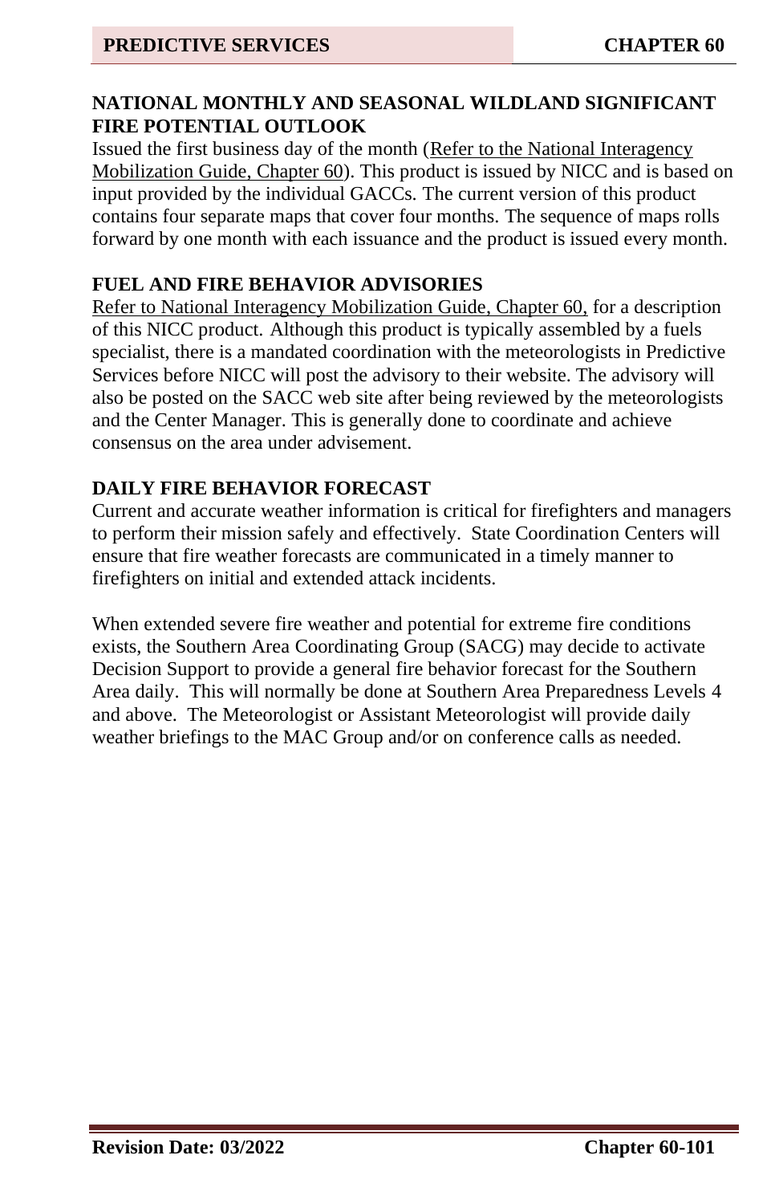## NATIONAL MONTHLY AND SEASONAL WILDLAND SIGNIFICANT FIRE POTENTIAL OUTLOOK

Issued the first business day of the month (Refer to the National Interagency Mobilization Guide, Chapter 60). This product is issued by NICC and is based on input provided by the individual GACCs. The current version of this product contains four separate maps that cover four months. The sequence of maps rolls forward by one month with each issuance and the product is issued every month.

## FUEL AND FIRE BEHAVIOR ADVISORIES

Refer to National Interagency Mobilization Guide, Chapter 60, for a description of this NICC product. Although this product is typically assembled by a fuels specialist, there is a mandated coordination with the meteorologists in Predictive Services before NICC will post the advisory to their website. The advisory will also be posted on the SACC web site after being reviewed by the meteorologists and the Center Manager. This is generally done to coordinate and achieve consensus on the area under advisement.

## DAILY FIRE BEHAVIOR FORECAST

Current and accurate weather information is critical for firefighters and managers to perform their mission safely and effectively. State Coordination Centers will ensure that fire weather forecasts are communicated in a timely manner to firefighters on initial and extended attack incidents.

When extended severe fire weather and potential for extreme fire conditions exists, the Southern Area Coordinating Group (SACG) may decide to activate Decision Support to provide a general fire behavior forecast for the Southern Area daily. This will normally be done at Southern Area Preparedness Levels 4 and above. The Meteorologist or Assistant Meteorologist will provide daily weather briefings to the MAC Group and/or on conference calls as needed.